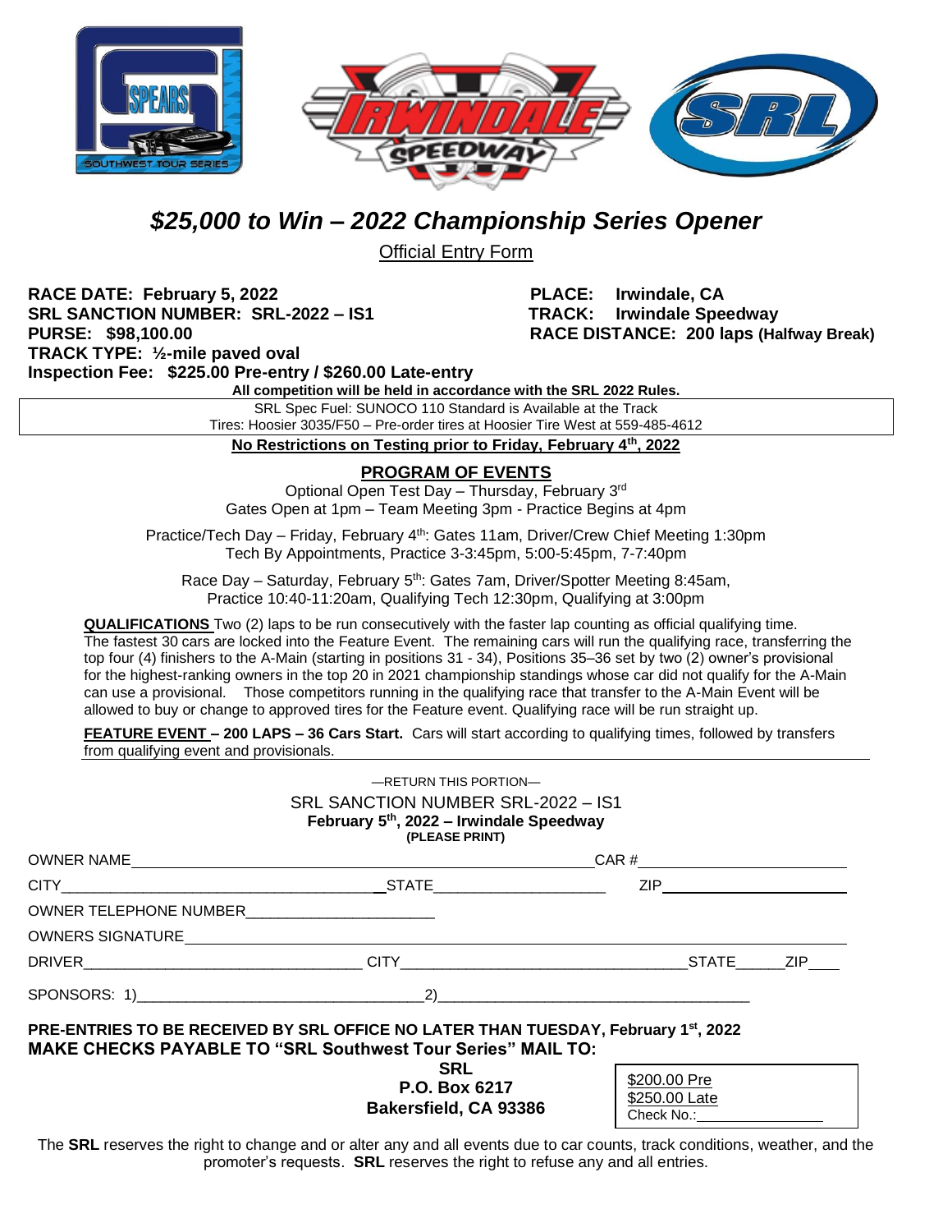# *$25,000 to Win – 2022 Championship Series Opener*

Official Entry Form

**RACE DATE: February 5, 2022**
**SRL SANCTION NUMBER: SRL-2022 – IS1**
**PURSE: $98,100.00**
**TRACK TYPE: ½-mile paved oval**
**Inspection Fee: $225.00 Pre-entry / $260.00 Late-entry**

**PLACE: Irwindale, CA**
**TRACK: Irwindale Speedway**
**RACE DISTANCE: 200 laps (Halfway Break)**

**All competition will be held in accordance with the SRL 2022 Rules.**

SRL Spec Fuel: SUNOCO 110 Standard is Available at the Track
Tires: Hoosier 3035/F50 – Pre-order tires at Hoosier Tire West at 559-485-4612

**No Restrictions on Testing prior to Friday, February 4th, 2022**

## PROGRAM OF EVENTS

Optional Open Test Day – Thursday, February 3rd
Gates Open at 1pm – Team Meeting 3pm - Practice Begins at 4pm

Practice/Tech Day – Friday, February 4th: Gates 11am, Driver/Crew Chief Meeting 1:30pm
Tech By Appointments, Practice 3-3:45pm, 5:00-5:45pm, 7-7:40pm

Race Day – Saturday, February 5th: Gates 7am, Driver/Spotter Meeting 8:45am,
Practice 10:40-11:20am, Qualifying Tech 12:30pm, Qualifying at 3:00pm

**QUALIFICATIONS** Two (2) laps to be run consecutively with the faster lap counting as official qualifying time. The fastest 30 cars are locked into the Feature Event. The remaining cars will run the qualifying race, transferring the top four (4) finishers to the A-Main (starting in positions 31 - 34), Positions 35–36 set by two (2) owner's provisional for the highest-ranking owners in the top 20 in 2021 championship standings whose car did not qualify for the A-Main can use a provisional. Those competitors running in the qualifying race that transfer to the A-Main Event will be allowed to buy or change to approved tires for the Feature event. Qualifying race will be run straight up.

**FEATURE EVENT – 200 LAPS – 36 Cars Start.** Cars will start according to qualifying times, followed by transfers from qualifying event and provisionals.

—RETURN THIS PORTION—

SRL SANCTION NUMBER SRL-2022 – IS1
**February 5th, 2022 – Irwindale Speedway**
**(PLEASE PRINT)**

OWNER NAME________________________________________ CAR #____________________

CITY____________________________ STATE____________________ ZIP____________________

OWNER TELEPHONE NUMBER______________________

OWNERS SIGNATURE____________________________________________________________

DRIVER____________________________ CITY____________________________ STATE______ZIP____

SPONSORS: 1)____________________________ 2)____________________________

**PRE-ENTRIES TO BE RECEIVED BY SRL OFFICE NO LATER THAN TUESDAY, February 1st, 2022**
**MAKE CHECKS PAYABLE TO "SRL Southwest Tour Series" MAIL TO:**

**SRL**
**P.O. Box 6217**
**Bakersfield, CA 93386**

$200.00 Pre
$250.00 Late
Check No.:______________

The **SRL** reserves the right to change and or alter any and all events due to car counts, track conditions, weather, and the promoter's requests. **SRL** reserves the right to refuse any and all entries.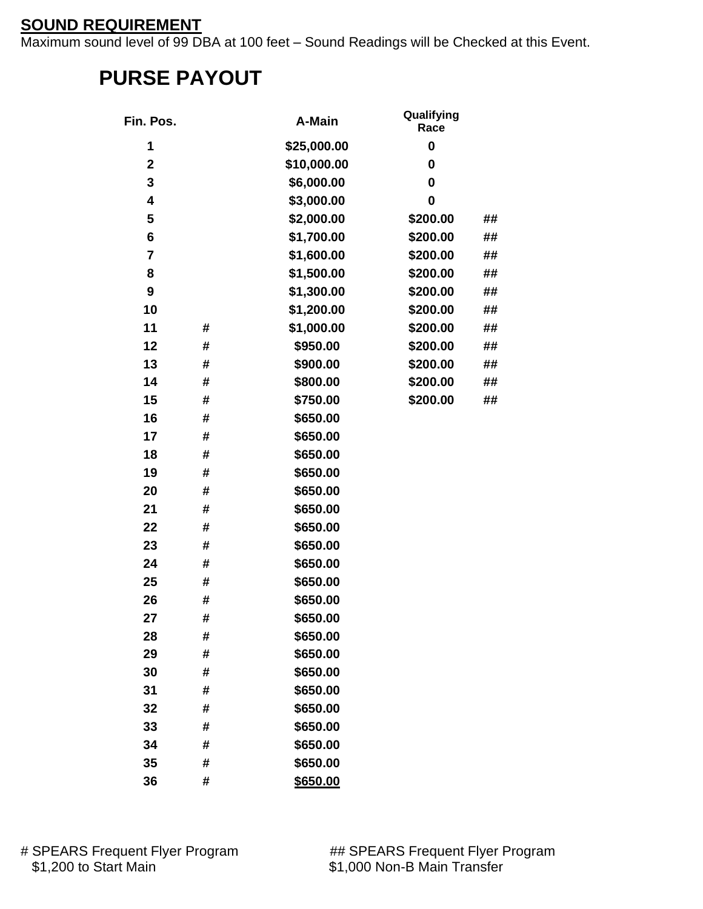**SOUND REQUIREMENT**

Maximum sound level of 99 DBA at 100 feet – Sound Readings will be Checked at this Event.

# PURSE PAYOUT

| Fin. Pos. | | A-Main | Qualifying Race | |
|---|---|---|---|---|
| 1 | | $25,000.00 | 0 | |
| 2 | | $10,000.00 | 0 | |
| 3 | | $6,000.00 | 0 | |
| 4 | | $3,000.00 | 0 | |
| 5 | | $2,000.00 | $200.00 | ## |
| 6 | | $1,700.00 | $200.00 | ## |
| 7 | | $1,600.00 | $200.00 | ## |
| 8 | | $1,500.00 | $200.00 | ## |
| 9 | | $1,300.00 | $200.00 | ## |
| 10 | | $1,200.00 | $200.00 | ## |
| 11 | # | $1,000.00 | $200.00 | ## |
| 12 | # | $950.00 | $200.00 | ## |
| 13 | # | $900.00 | $200.00 | ## |
| 14 | # | $800.00 | $200.00 | ## |
| 15 | # | $750.00 | $200.00 | ## |
| 16 | # | $650.00 | | |
| 17 | # | $650.00 | | |
| 18 | # | $650.00 | | |
| 19 | # | $650.00 | | |
| 20 | # | $650.00 | | |
| 21 | # | $650.00 | | |
| 22 | # | $650.00 | | |
| 23 | # | $650.00 | | |
| 24 | # | $650.00 | | |
| 25 | # | $650.00 | | |
| 26 | # | $650.00 | | |
| 27 | # | $650.00 | | |
| 28 | # | $650.00 | | |
| 29 | # | $650.00 | | |
| 30 | # | $650.00 | | |
| 31 | # | $650.00 | | |
| 32 | # | $650.00 | | |
| 33 | # | $650.00 | | |
| 34 | # | $650.00 | | |
| 35 | # | $650.00 | | |
| 36 | # | $650.00 | | |

# SPEARS Frequent Flyer Program
$1,200 to Start Main

## SPEARS Frequent Flyer Program
$1,000 Non-B Main Transfer